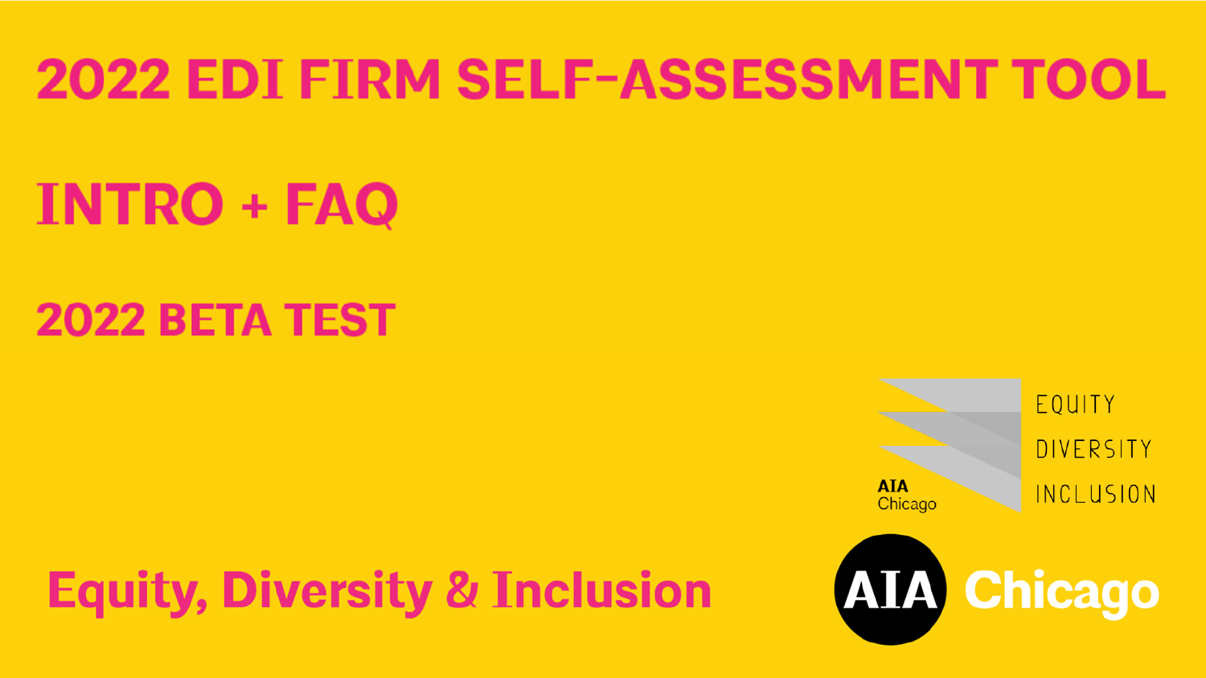# 2022 EDI FIRM SELF-ASSESSMENT TOOL

# INTRO + FAQ

## 2022 BETA TEST

EQUITY
DIVERSITY
INCLUSION

AIA Chicago

**Equity, Diversity & Inclusion**

AIA Chicago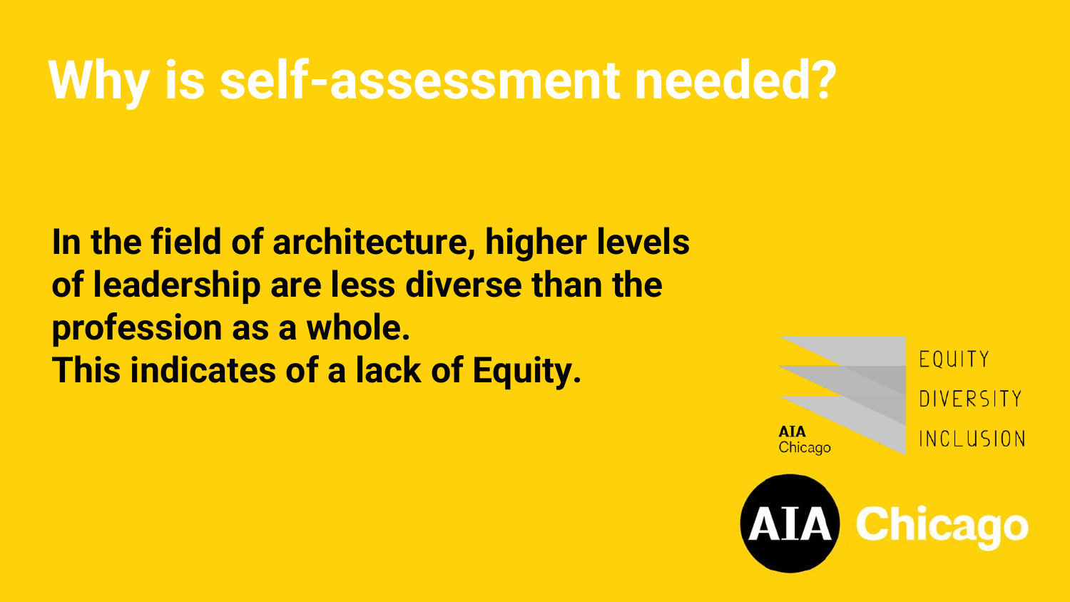# Why is self-assessment needed?

**In the field of architecture, higher levels of leadership are less diverse than the profession as a whole.**
**This indicates of a lack of Equity.**

AIA Chicago

EQUITY
DIVERSITY
INCLUSION

AIA Chicago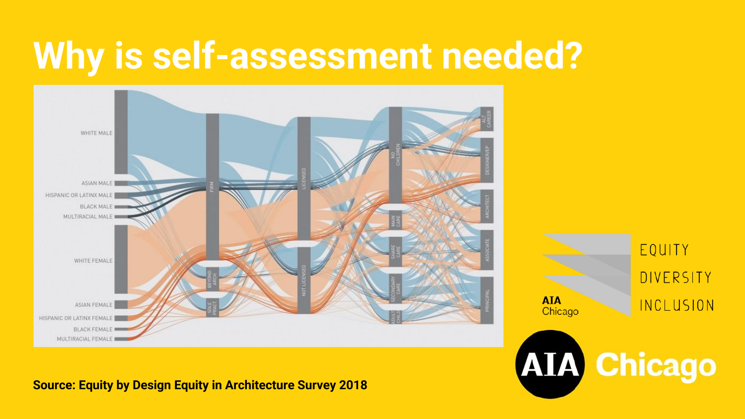# Why is self-assessment needed?

WHITE MALE

ASIAN MALE

HISPANIC OR LATINX MALE

BLACK MALE

MULTIRACIAL MALE

WHITE FEMALE

ASIAN FEMALE

HISPANIC OR LATINX FEMALE

BLACK FEMALE

MULTIRACIAL FEMALE

FIRM

BEYOND ARCH

SOLE PRACT

LICENSED

NOT LICENSED

NO CHILDREN

MAIN CARE

SHARE CARE

SECONDARY CARE

ADULT CHILD

ALT CAREER

DESIGNER/EP

ARCHITECT

ASSOCIATE

PRINCIPAL

AIA Chicago

EQUITY

DIVERSITY

INCLUSION

AIA Chicago

**Source: Equity by Design Equity in Architecture Survey 2018**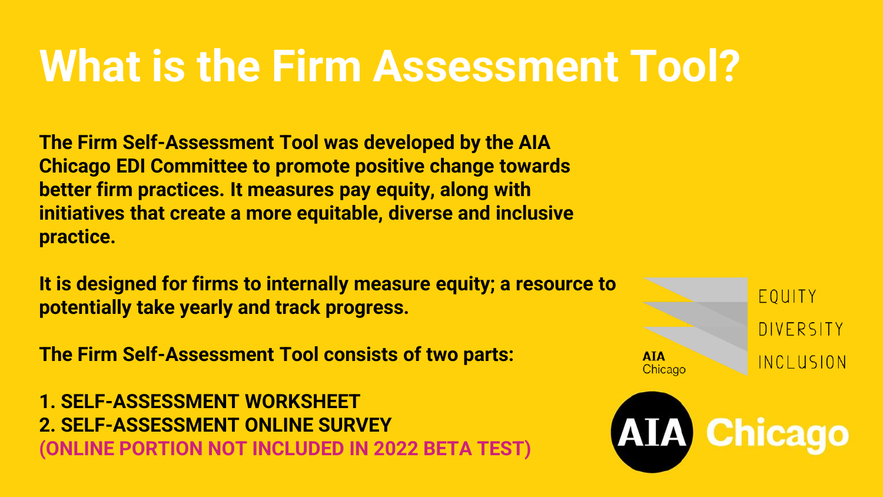# What is the Firm Assessment Tool?

**The Firm Self-Assessment Tool was developed by the AIA Chicago EDI Committee to promote positive change towards better firm practices. It measures pay equity, along with initiatives that create a more equitable, diverse and inclusive practice.**

**It is designed for firms to internally measure equity; a resource to potentially take yearly and track progress.**

**The Firm Self-Assessment Tool consists of two parts:**

**1. SELF-ASSESSMENT WORKSHEET**
**2. SELF-ASSESSMENT ONLINE SURVEY**
**(ONLINE PORTION NOT INCLUDED IN 2022 BETA TEST)**

AIA Chicago

EQUITY
DIVERSITY
INCLUSION

AIA Chicago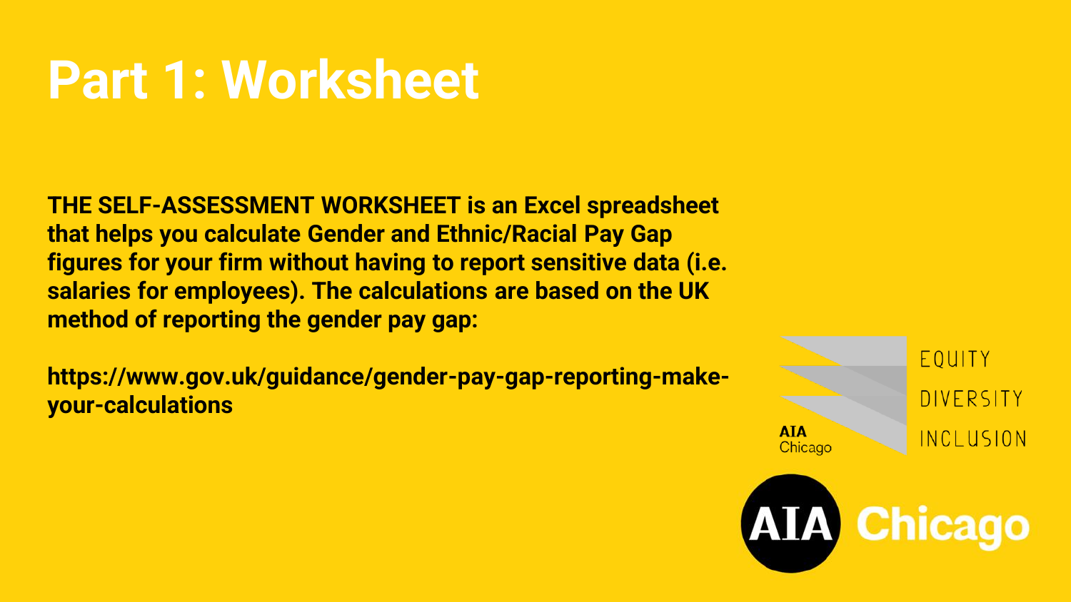# Part 1: Worksheet

**THE SELF-ASSESSMENT WORKSHEET is an Excel spreadsheet that helps you calculate Gender and Ethnic/Racial Pay Gap figures for your firm without having to report sensitive data (i.e. salaries for employees). The calculations are based on the UK method of reporting the gender pay gap:**

**https://www.gov.uk/guidance/gender-pay-gap-reporting-make-your-calculations**

AIA Chicago

EQUITY
DIVERSITY
INCLUSION

AIA Chicago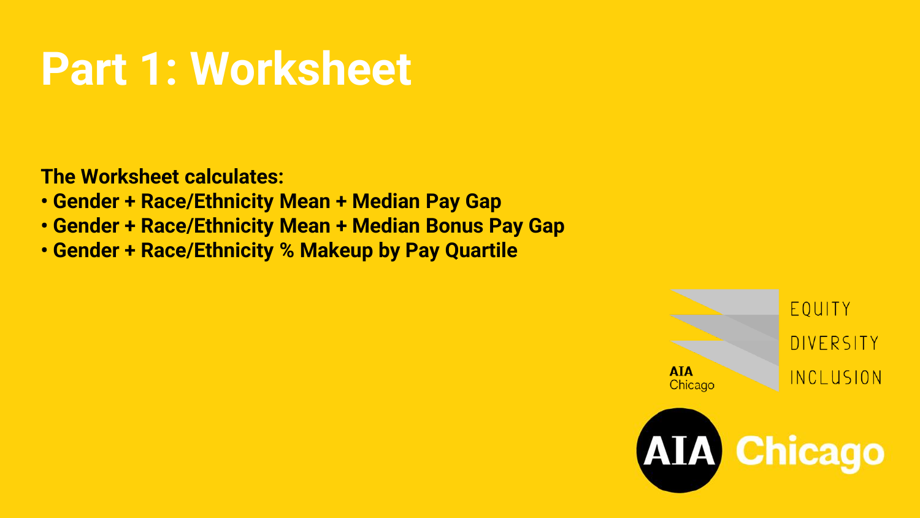# Part 1: Worksheet

**The Worksheet calculates:**

- **Gender + Race/Ethnicity Mean + Median Pay Gap**
- **Gender + Race/Ethnicity Mean + Median Bonus Pay Gap**
- **Gender + Race/Ethnicity % Makeup by Pay Quartile**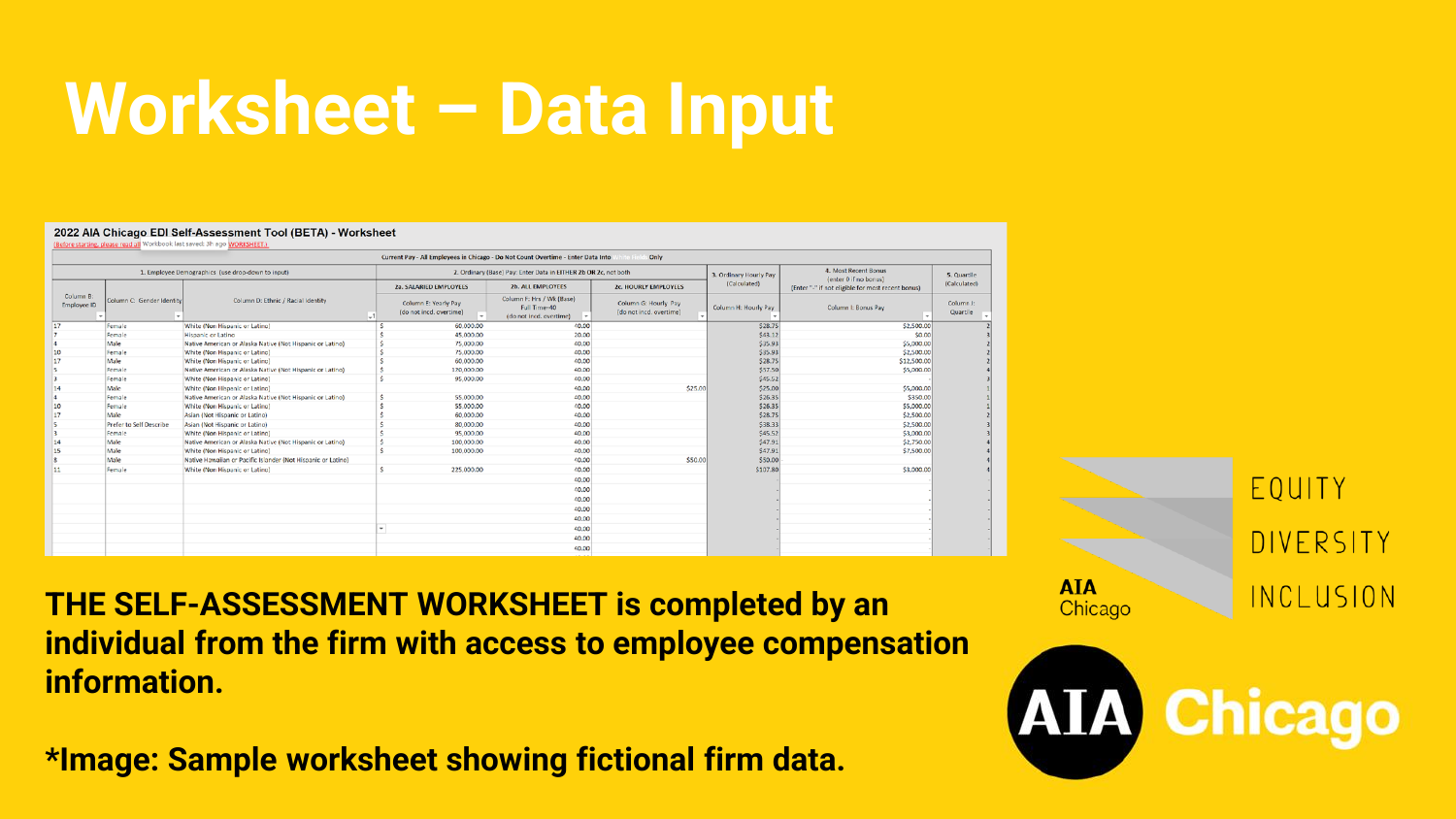# Worksheet – Data Input

**2022 AIA Chicago EDI Self-Assessment Tool (BETA) - Worksheet**

Current Pay - All Employees in Chicago - Do Not Count Overtime - Enter Data Into White Fields Only

| 1. Employee Demographics (use drop-down to input) | | | 2. Ordinary (Base) Pay: Enter Data in EITHER 2b OR 2c, not both | | | 3. Ordinary Hourly Pay (Calculated) | 4. Most Recent Bonus (enter 0 if no bonus) [Enter "-" if not eligible for most recent bonus] | 5. Quartile (Calculated) |
|---|---|---|---|---|---|---|---|---|
| | | | 2a. SALARIED EMPLOYEES | 2b. ALL EMPLOYEES | 2c. HOURLY EMPLOYEES | | | |
| Column B: Employee ID | Column C: Gender Identity | Column D: Ethnic / Racial Identity | Column E: Yearly Pay (do not incl. overtime) | Column F: Hrs / Wk (Base) Full Time=40 (do not incl. overtime) | Column G: Hourly Pay (do not incl. overtime) | Column H: Hourly Pay | Column I: Bonus Pay | Column J: Quartile |
| 17 | Female | White (Non Hispanic or Latino) | $ 60,000.00 | 40.00 | | $28.75 | $2,500.00 | 2 |
| 7 | Female | Hispanic or Latino | $ 45,000.00 | 20.00 | | $43.27 | $0.00 | 3 |
| 4 | Male | Native American or Alaska Native (Not Hispanic or Latino) | $ 75,000.00 | 40.00 | | $35.93 | $5,000.00 | 2 |
| 10 | Female | White (Non Hispanic or Latino) | $ 75,000.00 | 40.00 | | $35.93 | $2,500.00 | 2 |
| 17 | Male | White (Non Hispanic or Latino) | $ 60,000.00 | 40.00 | | $28.75 | $12,500.00 | 2 |
| 5 | Female | Native American or Alaska Native (Not Hispanic or Latino) | $ 120,000.00 | 40.00 | | $57.50 | $5,000.00 | 4 |
| 3 | Female | White (Non Hispanic or Latino) | $ 95,000.00 | 40.00 | | $45.52 | - | 3 |
| 14 | Male | White (Non Hispanic or Latino) | | 40.00 | $25.00 | $25.00 | $5,000.00 | 1 |
| 4 | Female | Native American or Alaska Native (Not Hispanic or Latino) | $ 55,000.00 | 40.00 | | $26.35 | $350.00 | 1 |
| 10 | Female | White (Non Hispanic or Latino) | $ 55,000.00 | 40.00 | | $26.35 | $5,000.00 | 1 |
| 17 | Male | Asian (Not Hispanic or Latino) | $ 60,000.00 | 40.00 | | $28.75 | $2,500.00 | 2 |
| 5 | Prefer to Self Describe | Asian (Not Hispanic or Latino) | $ 80,000.00 | 40.00 | | $38.33 | $2,500.00 | 3 |
| 3 | Female | White (Non Hispanic or Latino) | $ 95,000.00 | 40.00 | | $45.52 | $3,000.00 | 3 |
| 14 | Male | Native American or Alaska Native (Not Hispanic or Latino) | $ 100,000.00 | 40.00 | | $47.91 | $2,750.00 | 4 |
| 15 | Male | White (Non Hispanic or Latino) | $ 100,000.00 | 40.00 | | $47.91 | $7,500.00 | 4 |
| 8 | Male | Native Hawaiian or Pacific Islander (Not Hispanic or Latino) | | 40.00 | $50.00 | $50.00 | - | 4 |
| 11 | Female | White (Non Hispanic or Latino) | $ 225,000.00 | 40.00 | | $107.80 | $3,000.00 | 4 |
| | | | | 40.00 | | - | - | - |
| | | | | 40.00 | | - | - | - |
| | | | | 40.00 | | - | - | - |
| | | | | 40.00 | | - | - | - |
| | | | | 40.00 | | - | - | - |
| | | | | 40.00 | | - | - | - |
| | | | | 40.00 | | - | - | - |
| | | | | 40.00 | | - | - | - |

**THE SELF-ASSESSMENT WORKSHEET is completed by an individual from the firm with access to employee compensation information.**

***Image: Sample worksheet showing fictional firm data.**

AIA Chicago

EQUITY DIVERSITY INCLUSION

AIA Chicago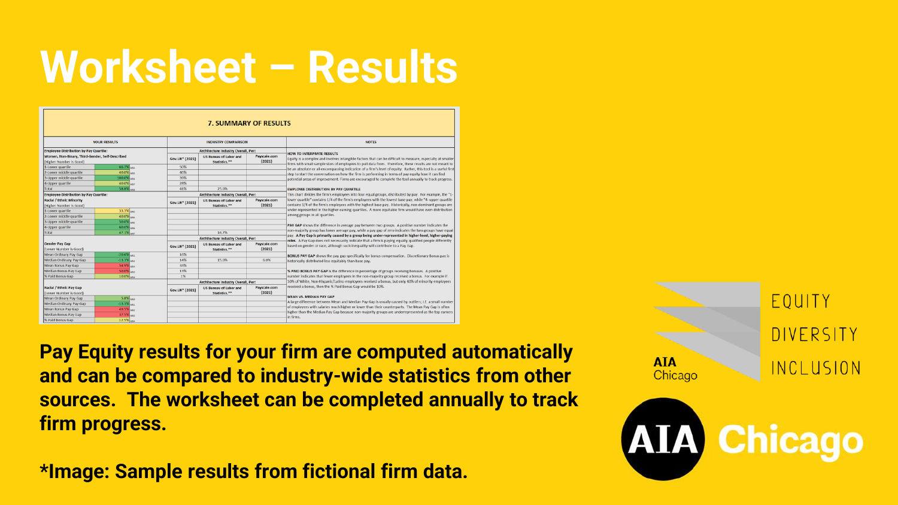# Worksheet – Results

## 7. SUMMARY OF RESULTS

| YOUR RESULTS | | INDUSTRY COMPARISON | | | NOTES |
|---|---|---|---|---|---|
| **Employee Distribution by Pay Quartile:** Women, Non-Binary, Third-Gender, Self-Described (Higher Number is Good) | | Architecture Industry Overall, Per: | | | **HOW TO INTERPRET RESULTS** |
| | | Gov.UK* (2021) | US Bureau of Labor and Statistics** | Payscale.com (2021) | |
| 1-Lower quartile | 60.7% | 50% | | | |
| 2-Lower middle quartile | 40.0% | 40% | | | |
| 3-Upper middle quartile | 100.0% | 39% | | | |
| 4-Upper quartile | 40.0% | 28% | | | |
| Total | 58.8% | 41% | 25.0% | | |
| **Employee Distribution by Pay Quartile:** Racial / Ethnic Minority (Higher Number is Good) | | Architecture Industry Overall, Per: | | | |
| | | Gov.UK* (2021) | US Bureau of Labor and Statistics** | Payscale.com (2021) | |
| 1-Lower quartile | 33.3% | | | | |
| 2-Lower middle quartile | 40.0% | | | | |
| 3-Upper middle quartile | 50.0% | | | | |
| 4-Upper quartile | 60.0% | | | | |
| Total | 47.1% | | 16.7% | | |
| **Gender Pay Gap** (Lower Number is Good) | | Architecture Industry Overall, Per: | | | |
| | | Gov.UK* (2021) | US Bureau of Labor and Statistics** | Payscale.com (2021) | |
| Mean Ordinary Pay Gap | -20.6% | 16% | | | |
| Median Ordinary Pay Gap | -13.3% | 14% | 15.0% | 6.0% | |
| Mean Bonus Pay Gap | 54.9% | 33% | | | |
| Median Bonus Pay Gap | 50.0% | 13% | | | |
| % Paid Bonus Gap | 10.0% | 1% | | | |
| **Racial / Ethnic Pay Gap** (Lower Number is Good) | | Architecture Industry Overall, Per: | | | |
| | | Gov.UK* (2021) | US Bureau of Labor and Statistics** | Payscale.com (2021) | |
| Mean Ordinary Pay Gap | 5.8% | | | | |
| Median Ordinary Pay Gap | -13.3% | | | | |
| Mean Bonus Pay Gap | 49.5% | | | | |
| Median Bonus Pay Gap | 37.5% | | | | |
| % Paid Bonus Gap | 12.5% | | | | |

**NOTES**

**HOW TO INTERPRET RESULTS**
Equity is a complex and involves intangible factors that can be difficult to measure, especially at smaller firms with small sample sizes of employees to pull data from. Therefore, these results are not meant to be an absolute or all-encompassing indication of a firm's level of equity. Rather, this tool is a useful first step to start the conversation on how the firm is performing in terms of pay equity how it can find potential areas of improvement. Firms are encouraged to complete the tool annually to track progress.

**EMPLOYEE DISTRIBUTION BY PAY QUARTILE**
This chart divides the firm's employees into four equal groups, distributed by pay. For example, the "1-lower quartile" contains 1/4 of the firm's employees with the lowest base pay, while "4-upper quartile contains 1/4 of the firm's employees with the highest base pay. Historically, non-dominant groups are under-represented in the higher earning quartiles. A more equitable firm would have even distribution among groups in all quartiles.

**PAY GAP** shows the difference in average pay between two groups. A positive number indicates the non-majority group has lower average pay, while a pay gap of zero indicates the two groups have equal pay. **A Pay Gap is primarily caused by a group being under-represented in higher-level, higher-paying roles.** A Pay Gap does not necessarily indicate that a firm is paying equally qualified people differently based on gender or race, although such inequality will contribute to a Pay Gap.

**BONUS PAY GAP** shows the pay gap specifically for bonus compensation. Discretionary Bonus pay is historically distributed less equitably than base pay.

**% PAID BONUS PAY GAP** is the difference in percentage of groups receiving bonuses. A positive number indicates that fewer employees in the non-majority group received a bonus. For example if 50% of White, Non-Hispanic/Latino employees received a bonus, but only 40% of minority employees received a bonus, then the % Paid Bonus Gap would be 10%.

**MEAN VS. MEDIAN PAY GAP**
A large difference between Mean and Median Pay Gap is usually caused by outliers, i.e. a small number of employees with salaries much higher or lower than their counterparts. The Mean Pay Gap is often higher than the Median Pay Gap because non-majority groups are underrepresented as the top earners in firms.

**Pay Equity results for your firm are computed automatically and can be compared to industry-wide statistics from other sources. The worksheet can be completed annually to track firm progress.**

**\*Image: Sample results from fictional firm data.**

EQUITY
DIVERSITY
INCLUSION

AIA Chicago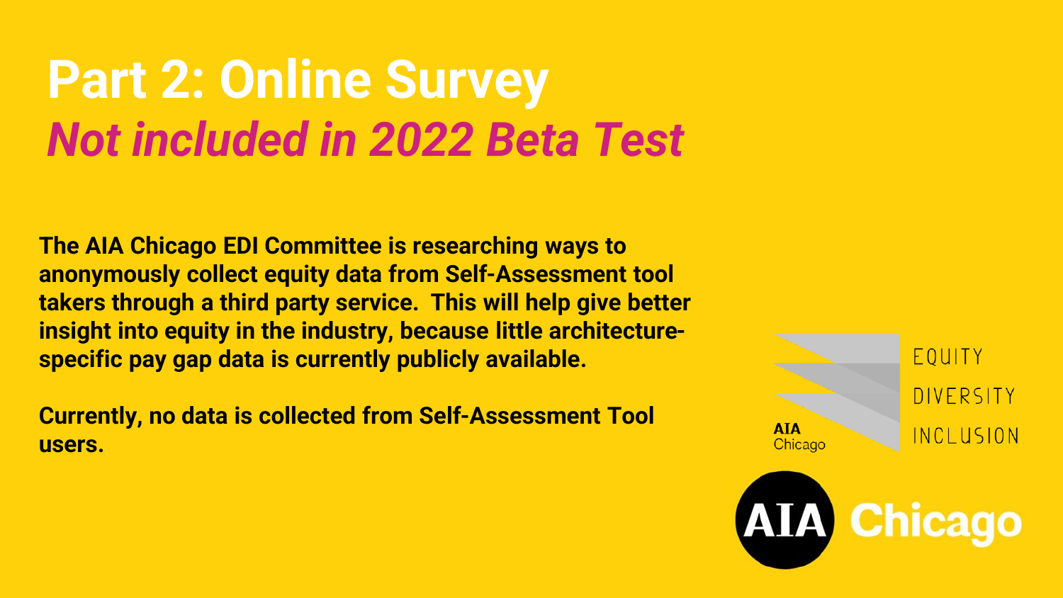# Part 2: Online Survey
## *Not included in 2022 Beta Test*

**The AIA Chicago EDI Committee is researching ways to anonymously collect equity data from Self-Assessment tool takers through a third party service. This will help give better insight into equity in the industry, because little architecture-specific pay gap data is currently publicly available.**

**Currently, no data is collected from Self-Assessment Tool users.**

AIA Chicago

EQUITY
DIVERSITY
INCLUSION

AIA Chicago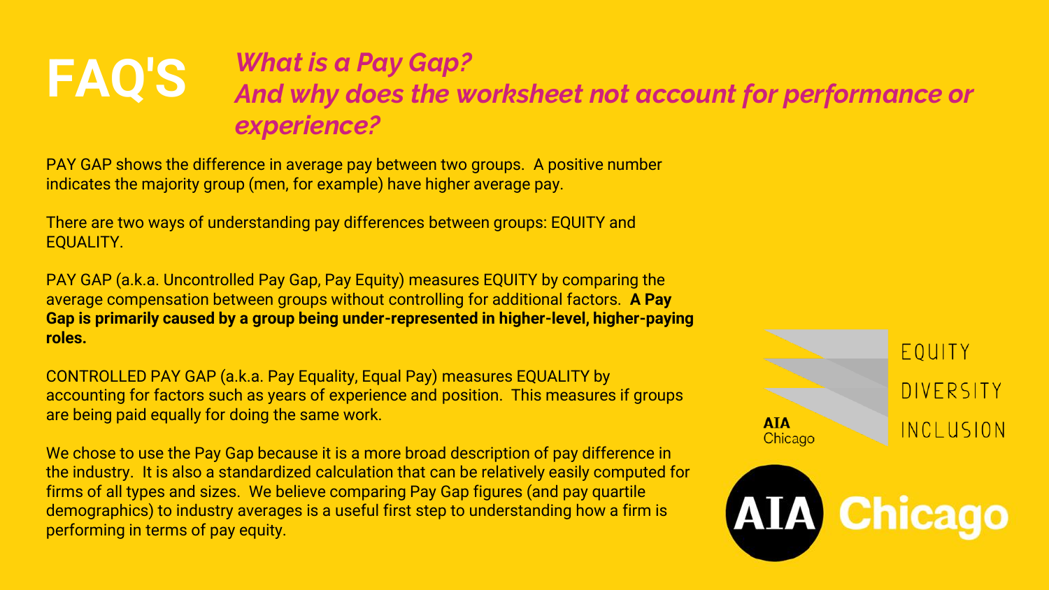# FAQ'S

## *What is a Pay Gap?*
## *And why does the worksheet not account for performance or experience?*

PAY GAP shows the difference in average pay between two groups. A positive number indicates the majority group (men, for example) have higher average pay.

There are two ways of understanding pay differences between groups: EQUITY and EQUALITY.

PAY GAP (a.k.a. Uncontrolled Pay Gap, Pay Equity) measures EQUITY by comparing the average compensation between groups without controlling for additional factors. **A Pay Gap is primarily caused by a group being under-represented in higher-level, higher-paying roles.**

CONTROLLED PAY GAP (a.k.a. Pay Equality, Equal Pay) measures EQUALITY by accounting for factors such as years of experience and position. This measures if groups are being paid equally for doing the same work.

We chose to use the Pay Gap because it is a more broad description of pay difference in the industry. It is also a standardized calculation that can be relatively easily computed for firms of all types and sizes. We believe comparing Pay Gap figures (and pay quartile demographics) to industry averages is a useful first step to understanding how a firm is performing in terms of pay equity.

AIA Chicago

EQUITY
DIVERSITY
INCLUSION

AIA Chicago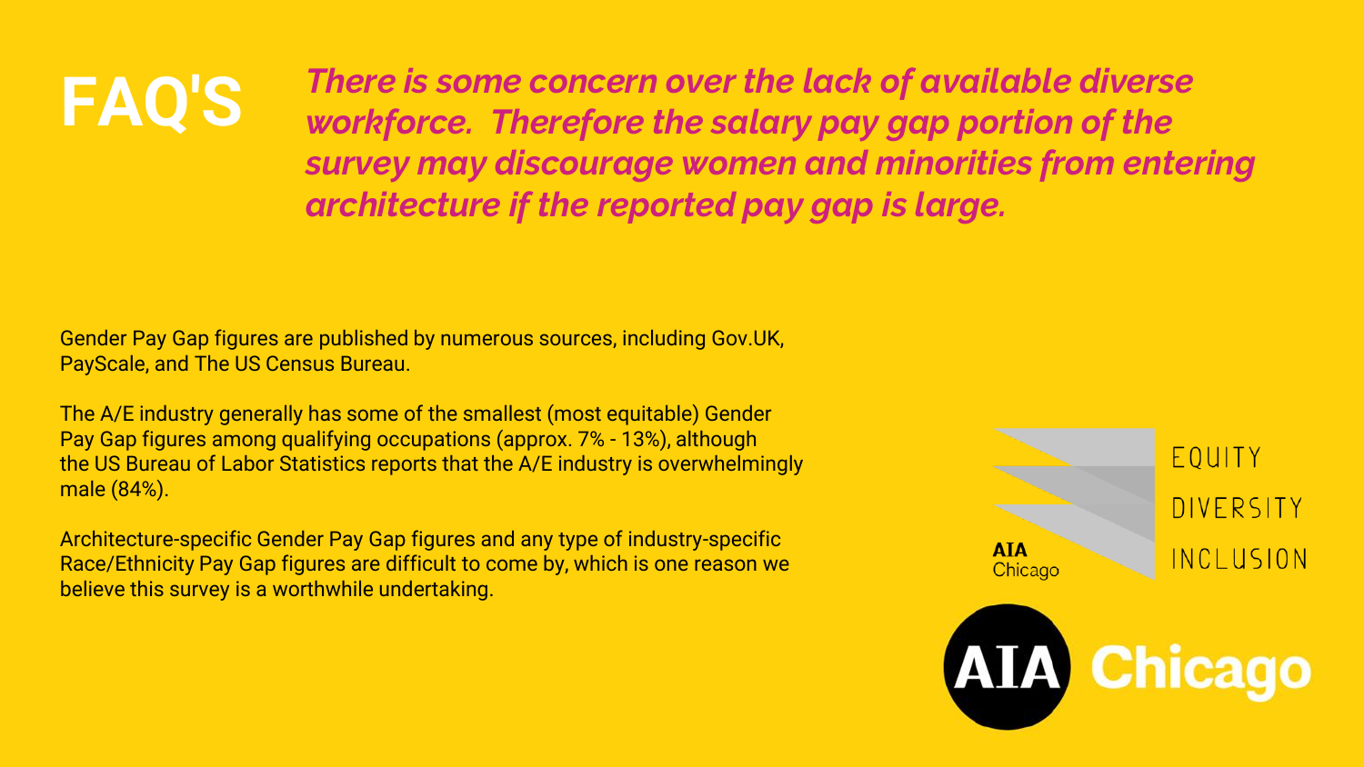# FAQ'S

***There is some concern over the lack of available diverse workforce. Therefore the salary pay gap portion of the survey may discourage women and minorities from entering architecture if the reported pay gap is large.***

Gender Pay Gap figures are published by numerous sources, including Gov.UK, PayScale, and The US Census Bureau.

The A/E industry generally has some of the smallest (most equitable) Gender Pay Gap figures among qualifying occupations (approx. 7% - 13%), although the US Bureau of Labor Statistics reports that the A/E industry is overwhelmingly male (84%).

Architecture-specific Gender Pay Gap figures and any type of industry-specific Race/Ethnicity Pay Gap figures are difficult to come by, which is one reason we believe this survey is a worthwhile undertaking.

AIA Chicago EQUITY DIVERSITY INCLUSION

AIA Chicago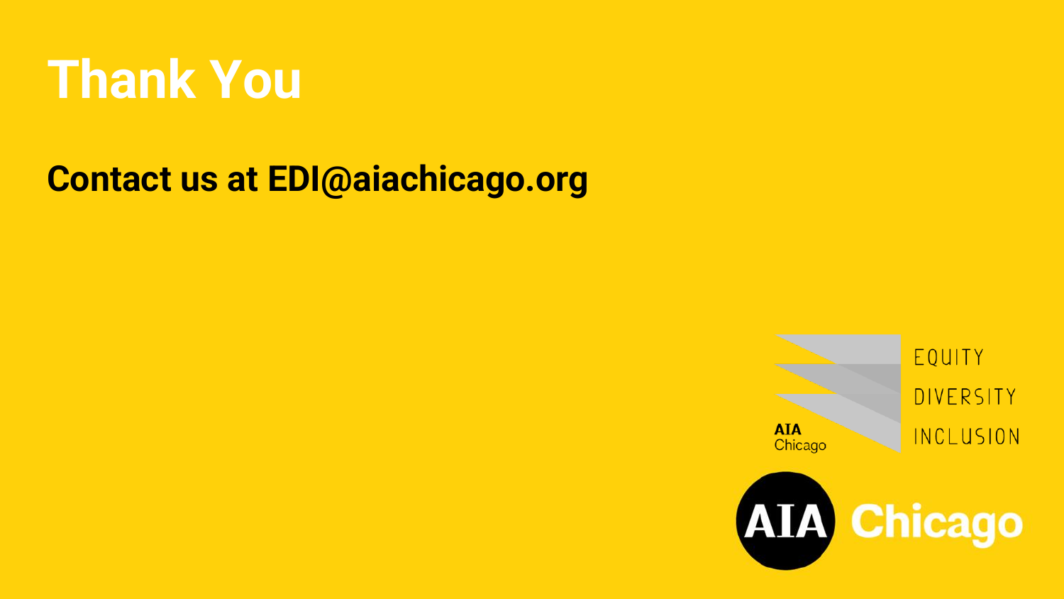# Thank You

**Contact us at EDI@aiachicago.org**

AIA Chicago

EQUITY

DIVERSITY

INCLUSION

AIA Chicago